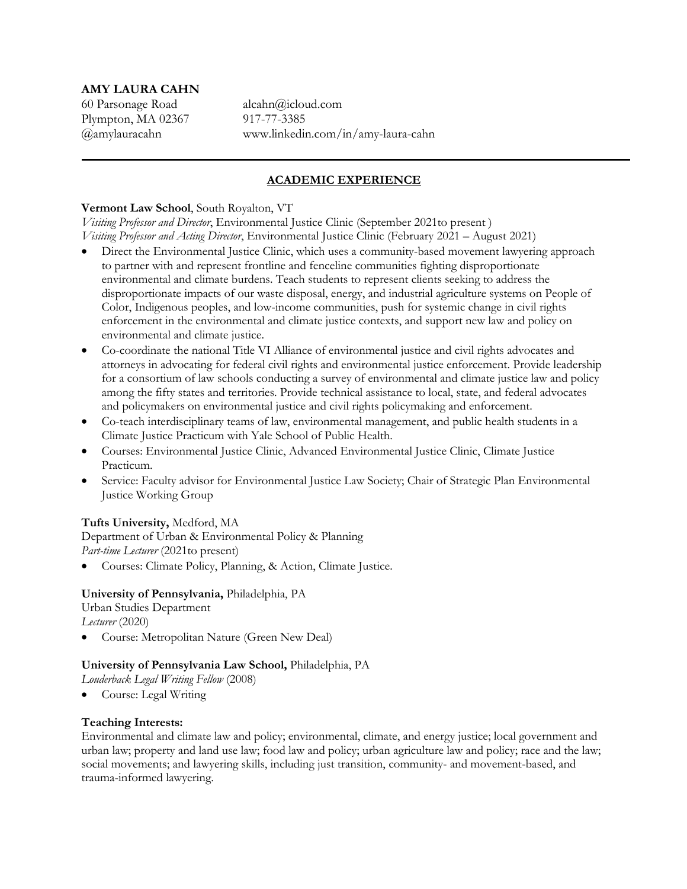**AMY LAURA CAHN**

60 Parsonage Road
Plympton, MA 02367
@amylauracahn

alcahn@icloud.com
917-77-3385
www.linkedin.com/in/amy-laura-cahn

---

## ACADEMIC EXPERIENCE

**Vermont Law School**, South Royalton, VT
*Visiting Professor and Director*, Environmental Justice Clinic (September 2021to present )
*Visiting Professor and Acting Director*, Environmental Justice Clinic (February 2021 – August 2021)

- Direct the Environmental Justice Clinic, which uses a community-based movement lawyering approach to partner with and represent frontline and fenceline communities fighting disproportionate environmental and climate burdens. Teach students to represent clients seeking to address the disproportionate impacts of our waste disposal, energy, and industrial agriculture systems on People of Color, Indigenous peoples, and low-income communities, push for systemic change in civil rights enforcement in the environmental and climate justice contexts, and support new law and policy on environmental and climate justice.
- Co-coordinate the national Title VI Alliance of environmental justice and civil rights advocates and attorneys in advocating for federal civil rights and environmental justice enforcement. Provide leadership for a consortium of law schools conducting a survey of environmental and climate justice law and policy among the fifty states and territories. Provide technical assistance to local, state, and federal advocates and policymakers on environmental justice and civil rights policymaking and enforcement.
- Co-teach interdisciplinary teams of law, environmental management, and public health students in a Climate Justice Practicum with Yale School of Public Health.
- Courses: Environmental Justice Clinic, Advanced Environmental Justice Clinic, Climate Justice Practicum.
- Service: Faculty advisor for Environmental Justice Law Society; Chair of Strategic Plan Environmental Justice Working Group

**Tufts University,** Medford, MA
Department of Urban & Environmental Policy & Planning
*Part-time Lecturer* (2021to present)

- Courses: Climate Policy, Planning, & Action, Climate Justice.

**University of Pennsylvania,** Philadelphia, PA
Urban Studies Department
*Lecturer* (2020)

- Course: Metropolitan Nature (Green New Deal)

**University of Pennsylvania Law School,** Philadelphia, PA
*Louderback Legal Writing Fellow* (2008)

- Course: Legal Writing

**Teaching Interests:**
Environmental and climate law and policy; environmental, climate, and energy justice; local government and urban law; property and land use law; food law and policy; urban agriculture law and policy; race and the law; social movements; and lawyering skills, including just transition, community- and movement-based, and trauma-informed lawyering.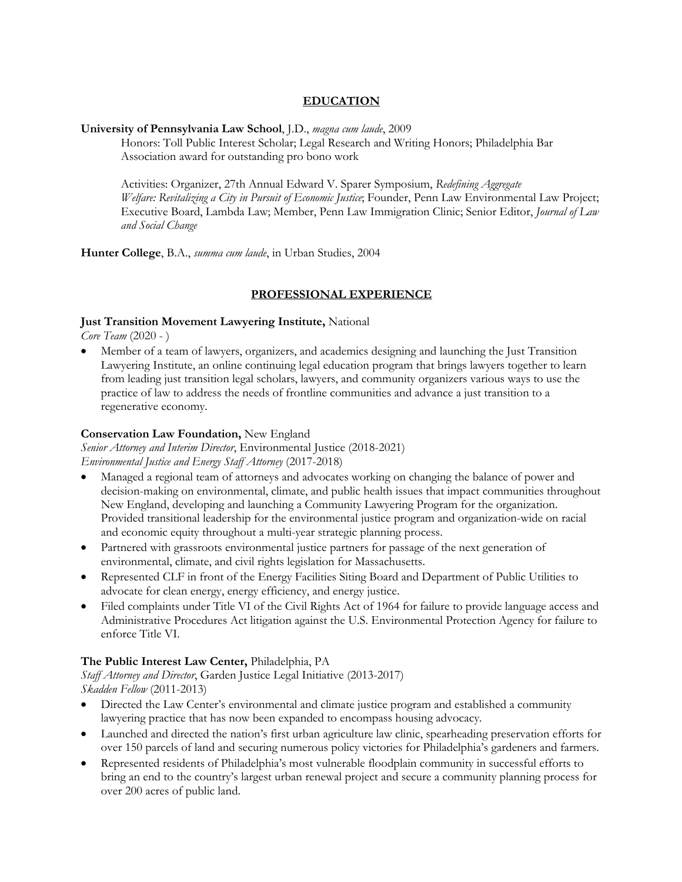## EDUCATION

**University of Pennsylvania Law School**, J.D., *magna cum laude*, 2009

Honors: Toll Public Interest Scholar; Legal Research and Writing Honors; Philadelphia Bar Association award for outstanding pro bono work

Activities: Organizer, 27th Annual Edward V. Sparer Symposium, *Redefining Aggregate Welfare: Revitalizing a City in Pursuit of Economic Justice*; Founder, Penn Law Environmental Law Project; Executive Board, Lambda Law; Member, Penn Law Immigration Clinic; Senior Editor, *Journal of Law and Social Change*

**Hunter College**, B.A., *summa cum laude*, in Urban Studies, 2004

## PROFESSIONAL EXPERIENCE

**Just Transition Movement Lawyering Institute,** National
*Core Team* (2020 - )

- Member of a team of lawyers, organizers, and academics designing and launching the Just Transition Lawyering Institute, an online continuing legal education program that brings lawyers together to learn from leading just transition legal scholars, lawyers, and community organizers various ways to use the practice of law to address the needs of frontline communities and advance a just transition to a regenerative economy.

**Conservation Law Foundation,** New England
*Senior Attorney and Interim Director*, Environmental Justice (2018-2021)
*Environmental Justice and Energy Staff Attorney* (2017-2018)

- Managed a regional team of attorneys and advocates working on changing the balance of power and decision-making on environmental, climate, and public health issues that impact communities throughout New England, developing and launching a Community Lawyering Program for the organization. Provided transitional leadership for the environmental justice program and organization-wide on racial and economic equity throughout a multi-year strategic planning process.
- Partnered with grassroots environmental justice partners for passage of the next generation of environmental, climate, and civil rights legislation for Massachusetts.
- Represented CLF in front of the Energy Facilities Siting Board and Department of Public Utilities to advocate for clean energy, energy efficiency, and energy justice.
- Filed complaints under Title VI of the Civil Rights Act of 1964 for failure to provide language access and Administrative Procedures Act litigation against the U.S. Environmental Protection Agency for failure to enforce Title VI.

**The Public Interest Law Center,** Philadelphia, PA
*Staff Attorney and Director*, Garden Justice Legal Initiative (2013-2017)
*Skadden Fellow* (2011-2013)

- Directed the Law Center's environmental and climate justice program and established a community lawyering practice that has now been expanded to encompass housing advocacy.
- Launched and directed the nation's first urban agriculture law clinic, spearheading preservation efforts for over 150 parcels of land and securing numerous policy victories for Philadelphia's gardeners and farmers.
- Represented residents of Philadelphia's most vulnerable floodplain community in successful efforts to bring an end to the country's largest urban renewal project and secure a community planning process for over 200 acres of public land.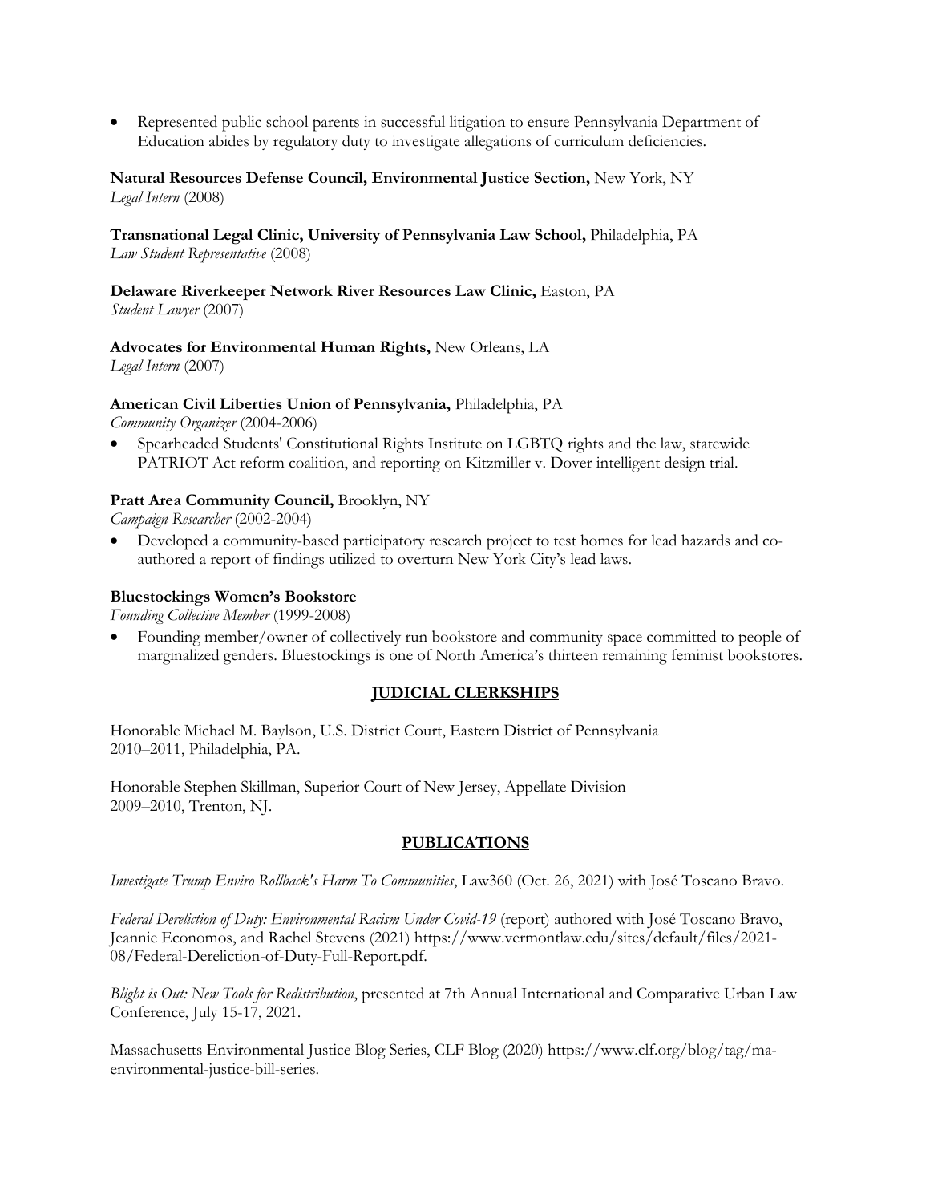- Represented public school parents in successful litigation to ensure Pennsylvania Department of Education abides by regulatory duty to investigate allegations of curriculum deficiencies.

**Natural Resources Defense Council, Environmental Justice Section,** New York, NY
*Legal Intern* (2008)

**Transnational Legal Clinic, University of Pennsylvania Law School,** Philadelphia, PA
*Law Student Representative* (2008)

**Delaware Riverkeeper Network River Resources Law Clinic,** Easton, PA
*Student Lawyer* (2007)

**Advocates for Environmental Human Rights,** New Orleans, LA
*Legal Intern* (2007)

**American Civil Liberties Union of Pennsylvania,** Philadelphia, PA
*Community Organizer* (2004-2006)

- Spearheaded Students' Constitutional Rights Institute on LGBTQ rights and the law, statewide PATRIOT Act reform coalition, and reporting on Kitzmiller v. Dover intelligent design trial.

**Pratt Area Community Council,** Brooklyn, NY
*Campaign Researcher* (2002-2004)

- Developed a community-based participatory research project to test homes for lead hazards and co-authored a report of findings utilized to overturn New York City's lead laws.

**Bluestockings Women's Bookstore**
*Founding Collective Member* (1999-2008)

- Founding member/owner of collectively run bookstore and community space committed to people of marginalized genders. Bluestockings is one of North America's thirteen remaining feminist bookstores.

## JUDICIAL CLERKSHIPS

Honorable Michael M. Baylson, U.S. District Court, Eastern District of Pennsylvania
2010–2011, Philadelphia, PA.

Honorable Stephen Skillman, Superior Court of New Jersey, Appellate Division
2009–2010, Trenton, NJ.

## PUBLICATIONS

*Investigate Trump Enviro Rollback's Harm To Communities*, Law360 (Oct. 26, 2021) with José Toscano Bravo.

*Federal Dereliction of Duty: Environmental Racism Under Covid-19* (report) authored with José Toscano Bravo, Jeannie Economos, and Rachel Stevens (2021) https://www.vermontlaw.edu/sites/default/files/2021-08/Federal-Dereliction-of-Duty-Full-Report.pdf.

*Blight is Out: New Tools for Redistribution*, presented at 7th Annual International and Comparative Urban Law Conference, July 15-17, 2021.

Massachusetts Environmental Justice Blog Series, CLF Blog (2020) https://www.clf.org/blog/tag/ma-environmental-justice-bill-series.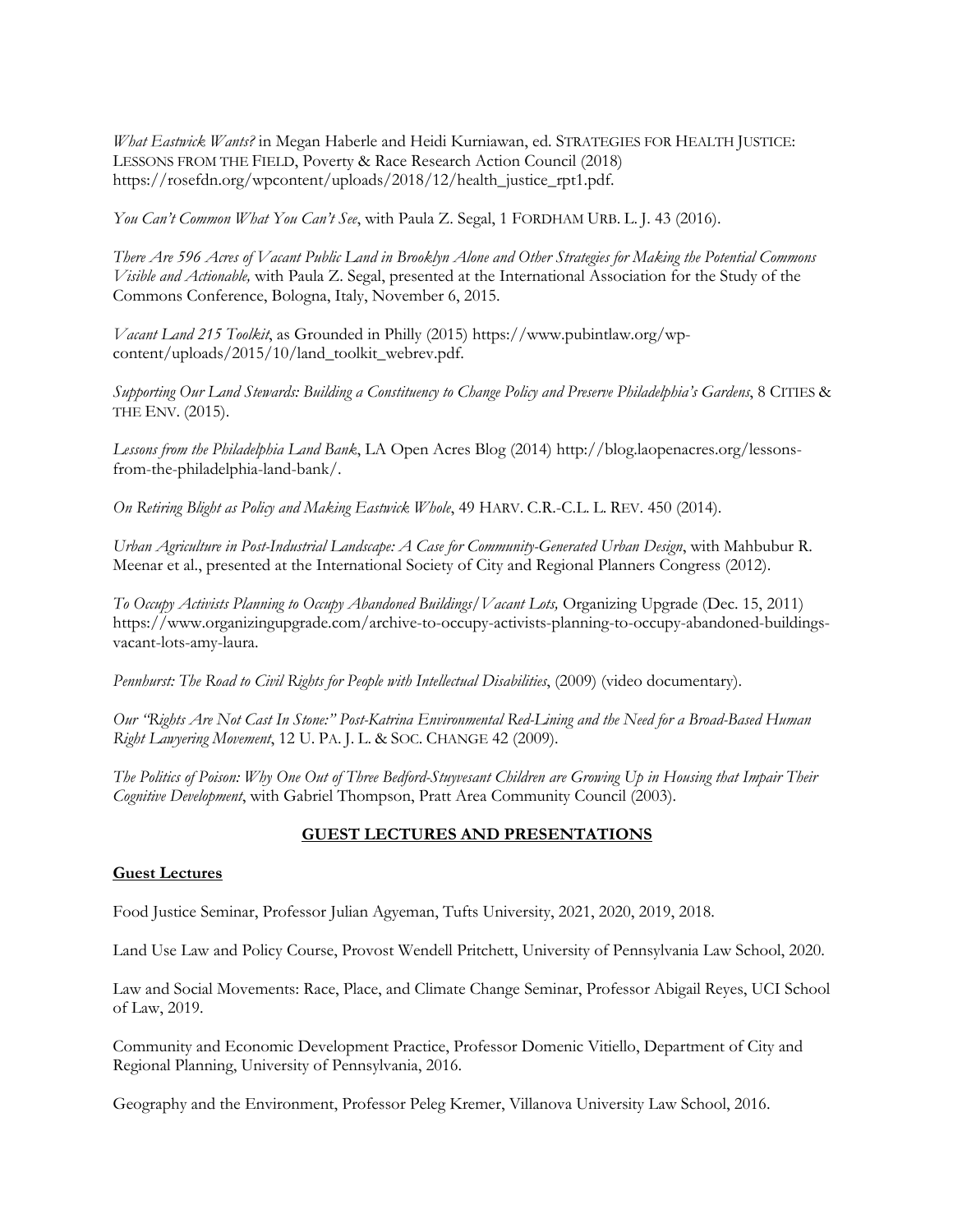*What Eastwick Wants?* in Megan Haberle and Heidi Kurniawan, ed. STRATEGIES FOR HEALTH JUSTICE: LESSONS FROM THE FIELD, Poverty & Race Research Action Council (2018) https://rosefdn.org/wpcontent/uploads/2018/12/health_justice_rpt1.pdf.

*You Can't Common What You Can't See*, with Paula Z. Segal, 1 FORDHAM URB. L. J. 43 (2016).

*There Are 596 Acres of Vacant Public Land in Brooklyn Alone and Other Strategies for Making the Potential Commons Visible and Actionable,* with Paula Z. Segal, presented at the International Association for the Study of the Commons Conference, Bologna, Italy, November 6, 2015.

*Vacant Land 215 Toolkit*, as Grounded in Philly (2015) https://www.pubintlaw.org/wp-content/uploads/2015/10/land_toolkit_webrev.pdf.

*Supporting Our Land Stewards: Building a Constituency to Change Policy and Preserve Philadelphia's Gardens*, 8 CITIES & THE ENV. (2015).

*Lessons from the Philadelphia Land Bank*, LA Open Acres Blog (2014) http://blog.laopenacres.org/lessons-from-the-philadelphia-land-bank/.

*On Retiring Blight as Policy and Making Eastwick Whole*, 49 HARV. C.R.-C.L. L. REV. 450 (2014).

*Urban Agriculture in Post-Industrial Landscape: A Case for Community-Generated Urban Design*, with Mahbubur R. Meenar et al., presented at the International Society of City and Regional Planners Congress (2012).

*To Occupy Activists Planning to Occupy Abandoned Buildings/Vacant Lots,* Organizing Upgrade (Dec. 15, 2011) https://www.organizingupgrade.com/archive-to-occupy-activists-planning-to-occupy-abandoned-buildings-vacant-lots-amy-laura.

*Pennhurst: The Road to Civil Rights for People with Intellectual Disabilities*, (2009) (video documentary).

*Our "Rights Are Not Cast In Stone:" Post-Katrina Environmental Red-Lining and the Need for a Broad-Based Human Right Lawyering Movement*, 12 U. PA. J. L. & SOC. CHANGE 42 (2009).

*The Politics of Poison: Why One Out of Three Bedford-Stuyvesant Children are Growing Up in Housing that Impair Their Cognitive Development*, with Gabriel Thompson, Pratt Area Community Council (2003).

## GUEST LECTURES AND PRESENTATIONS

### Guest Lectures

Food Justice Seminar, Professor Julian Agyeman, Tufts University, 2021, 2020, 2019, 2018.

Land Use Law and Policy Course, Provost Wendell Pritchett, University of Pennsylvania Law School, 2020.

Law and Social Movements: Race, Place, and Climate Change Seminar, Professor Abigail Reyes, UCI School of Law, 2019.

Community and Economic Development Practice, Professor Domenic Vitiello, Department of City and Regional Planning, University of Pennsylvania, 2016.

Geography and the Environment, Professor Peleg Kremer, Villanova University Law School, 2016.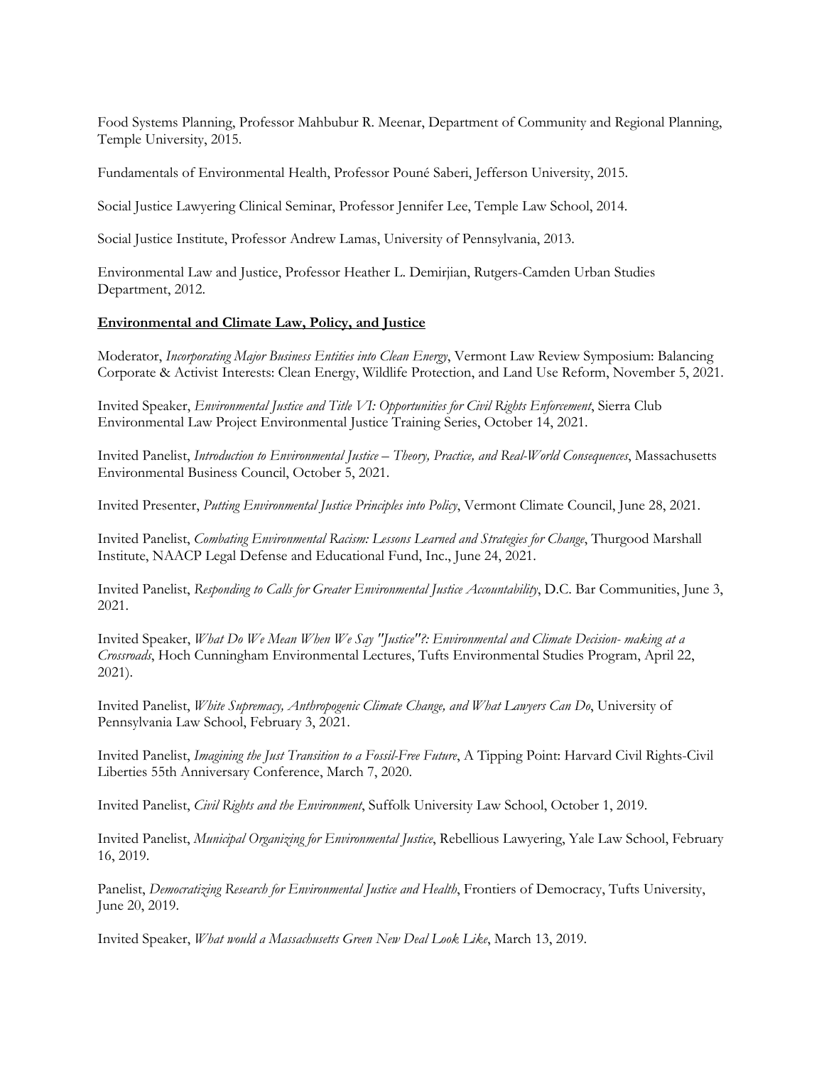Food Systems Planning, Professor Mahbubur R. Meenar, Department of Community and Regional Planning, Temple University, 2015.

Fundamentals of Environmental Health, Professor Pouné Saberi, Jefferson University, 2015.

Social Justice Lawyering Clinical Seminar, Professor Jennifer Lee, Temple Law School, 2014.

Social Justice Institute, Professor Andrew Lamas, University of Pennsylvania, 2013.

Environmental Law and Justice, Professor Heather L. Demirjian, Rutgers-Camden Urban Studies Department, 2012.

**Environmental and Climate Law, Policy, and Justice**

Moderator, *Incorporating Major Business Entities into Clean Energy*, Vermont Law Review Symposium: Balancing Corporate & Activist Interests: Clean Energy, Wildlife Protection, and Land Use Reform, November 5, 2021.

Invited Speaker, *Environmental Justice and Title VI: Opportunities for Civil Rights Enforcement*, Sierra Club Environmental Law Project Environmental Justice Training Series, October 14, 2021.

Invited Panelist, *Introduction to Environmental Justice – Theory, Practice, and Real-World Consequences*, Massachusetts Environmental Business Council, October 5, 2021.

Invited Presenter, *Putting Environmental Justice Principles into Policy*, Vermont Climate Council, June 28, 2021.

Invited Panelist, *Combating Environmental Racism: Lessons Learned and Strategies for Change*, Thurgood Marshall Institute, NAACP Legal Defense and Educational Fund, Inc., June 24, 2021.

Invited Panelist, *Responding to Calls for Greater Environmental Justice Accountability*, D.C. Bar Communities, June 3, 2021.

Invited Speaker, *What Do We Mean When We Say "Justice"?: Environmental and Climate Decision- making at a Crossroads*, Hoch Cunningham Environmental Lectures, Tufts Environmental Studies Program, April 22, 2021).

Invited Panelist, *White Supremacy, Anthropogenic Climate Change, and What Lawyers Can Do*, University of Pennsylvania Law School, February 3, 2021.

Invited Panelist, *Imagining the Just Transition to a Fossil-Free Future*, A Tipping Point: Harvard Civil Rights-Civil Liberties 55th Anniversary Conference, March 7, 2020.

Invited Panelist, *Civil Rights and the Environment*, Suffolk University Law School, October 1, 2019.

Invited Panelist, *Municipal Organizing for Environmental Justice*, Rebellious Lawyering, Yale Law School, February 16, 2019.

Panelist, *Democratizing Research for Environmental Justice and Health*, Frontiers of Democracy, Tufts University, June 20, 2019.

Invited Speaker, *What would a Massachusetts Green New Deal Look Like*, March 13, 2019.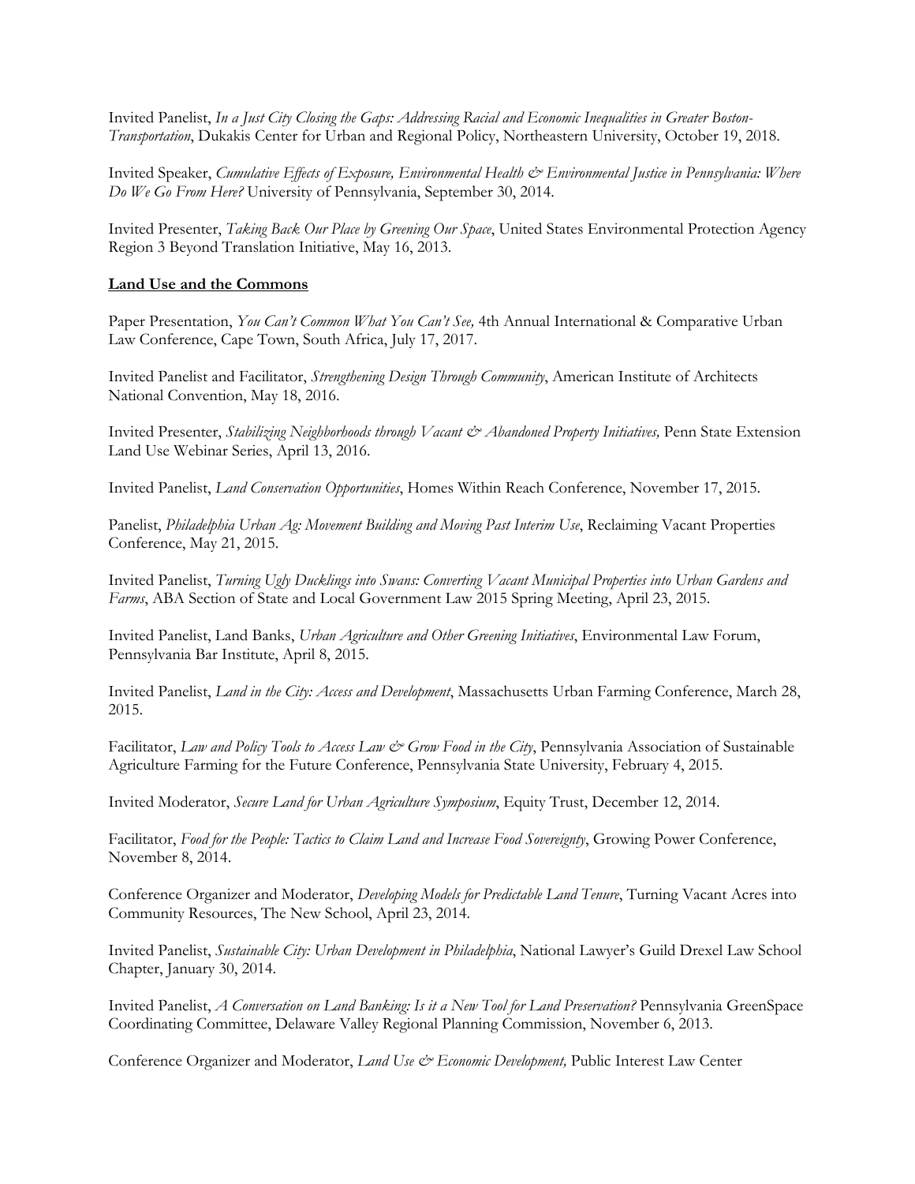Invited Panelist, *In a Just City Closing the Gaps: Addressing Racial and Economic Inequalities in Greater Boston-Transportation*, Dukakis Center for Urban and Regional Policy, Northeastern University, October 19, 2018.

Invited Speaker, *Cumulative Effects of Exposure, Environmental Health & Environmental Justice in Pennsylvania: Where Do We Go From Here?* University of Pennsylvania, September 30, 2014.

Invited Presenter, *Taking Back Our Place by Greening Our Space*, United States Environmental Protection Agency Region 3 Beyond Translation Initiative, May 16, 2013.

**Land Use and the Commons**

Paper Presentation, *You Can't Common What You Can't See,* 4th Annual International & Comparative Urban Law Conference, Cape Town, South Africa, July 17, 2017.

Invited Panelist and Facilitator, *Strengthening Design Through Community*, American Institute of Architects National Convention, May 18, 2016.

Invited Presenter, *Stabilizing Neighborhoods through Vacant & Abandoned Property Initiatives,* Penn State Extension Land Use Webinar Series, April 13, 2016.

Invited Panelist, *Land Conservation Opportunities*, Homes Within Reach Conference, November 17, 2015.

Panelist, *Philadelphia Urban Ag: Movement Building and Moving Past Interim Use*, Reclaiming Vacant Properties Conference, May 21, 2015.

Invited Panelist, *Turning Ugly Ducklings into Swans: Converting Vacant Municipal Properties into Urban Gardens and Farms*, ABA Section of State and Local Government Law 2015 Spring Meeting, April 23, 2015.

Invited Panelist, Land Banks, *Urban Agriculture and Other Greening Initiatives*, Environmental Law Forum, Pennsylvania Bar Institute, April 8, 2015.

Invited Panelist, *Land in the City: Access and Development*, Massachusetts Urban Farming Conference, March 28, 2015.

Facilitator, *Law and Policy Tools to Access Law & Grow Food in the City*, Pennsylvania Association of Sustainable Agriculture Farming for the Future Conference, Pennsylvania State University, February 4, 2015.

Invited Moderator, *Secure Land for Urban Agriculture Symposium*, Equity Trust, December 12, 2014.

Facilitator, *Food for the People: Tactics to Claim Land and Increase Food Sovereignty*, Growing Power Conference, November 8, 2014.

Conference Organizer and Moderator, *Developing Models for Predictable Land Tenure*, Turning Vacant Acres into Community Resources, The New School, April 23, 2014.

Invited Panelist, *Sustainable City: Urban Development in Philadelphia*, National Lawyer's Guild Drexel Law School Chapter, January 30, 2014.

Invited Panelist, *A Conversation on Land Banking: Is it a New Tool for Land Preservation?* Pennsylvania GreenSpace Coordinating Committee, Delaware Valley Regional Planning Commission, November 6, 2013.

Conference Organizer and Moderator, *Land Use & Economic Development,* Public Interest Law Center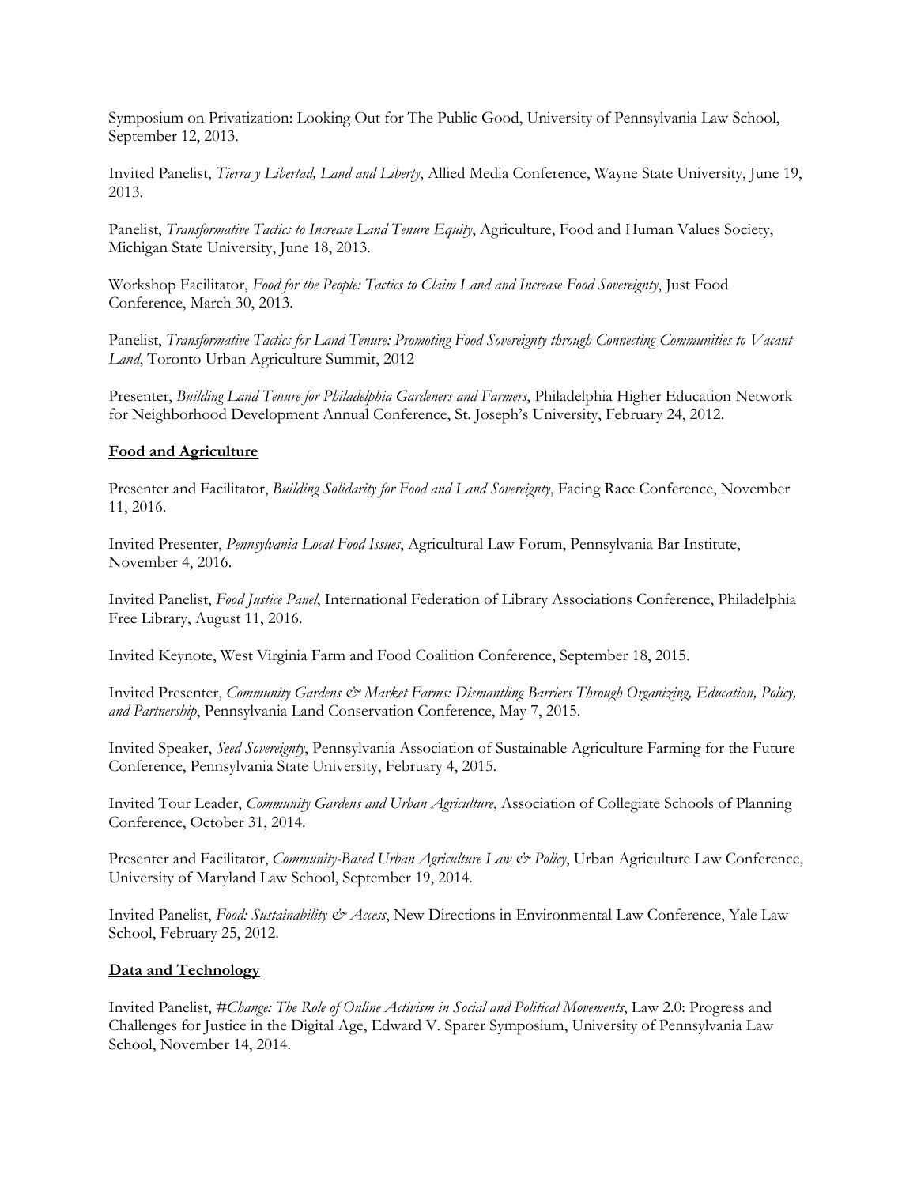Symposium on Privatization: Looking Out for The Public Good, University of Pennsylvania Law School, September 12, 2013.

Invited Panelist, *Tierra y Libertad, Land and Liberty*, Allied Media Conference, Wayne State University, June 19, 2013.

Panelist, *Transformative Tactics to Increase Land Tenure Equity*, Agriculture, Food and Human Values Society, Michigan State University, June 18, 2013.

Workshop Facilitator, *Food for the People: Tactics to Claim Land and Increase Food Sovereignty*, Just Food Conference, March 30, 2013.

Panelist, *Transformative Tactics for Land Tenure: Promoting Food Sovereignty through Connecting Communities to Vacant Land*, Toronto Urban Agriculture Summit, 2012

Presenter, *Building Land Tenure for Philadelphia Gardeners and Farmers*, Philadelphia Higher Education Network for Neighborhood Development Annual Conference, St. Joseph's University, February 24, 2012.

## Food and Agriculture

Presenter and Facilitator, *Building Solidarity for Food and Land Sovereignty*, Facing Race Conference, November 11, 2016.

Invited Presenter, *Pennsylvania Local Food Issues*, Agricultural Law Forum, Pennsylvania Bar Institute, November 4, 2016.

Invited Panelist, *Food Justice Panel*, International Federation of Library Associations Conference, Philadelphia Free Library, August 11, 2016.

Invited Keynote, West Virginia Farm and Food Coalition Conference, September 18, 2015.

Invited Presenter, *Community Gardens & Market Farms: Dismantling Barriers Through Organizing, Education, Policy, and Partnership*, Pennsylvania Land Conservation Conference, May 7, 2015.

Invited Speaker, *Seed Sovereignty*, Pennsylvania Association of Sustainable Agriculture Farming for the Future Conference, Pennsylvania State University, February 4, 2015.

Invited Tour Leader, *Community Gardens and Urban Agriculture*, Association of Collegiate Schools of Planning Conference, October 31, 2014.

Presenter and Facilitator, *Community-Based Urban Agriculture Law & Policy*, Urban Agriculture Law Conference, University of Maryland Law School, September 19, 2014.

Invited Panelist, *Food: Sustainability & Access*, New Directions in Environmental Law Conference, Yale Law School, February 25, 2012.

## Data and Technology

Invited Panelist, *#Change: The Role of Online Activism in Social and Political Movements*, Law 2.0: Progress and Challenges for Justice in the Digital Age, Edward V. Sparer Symposium, University of Pennsylvania Law School, November 14, 2014.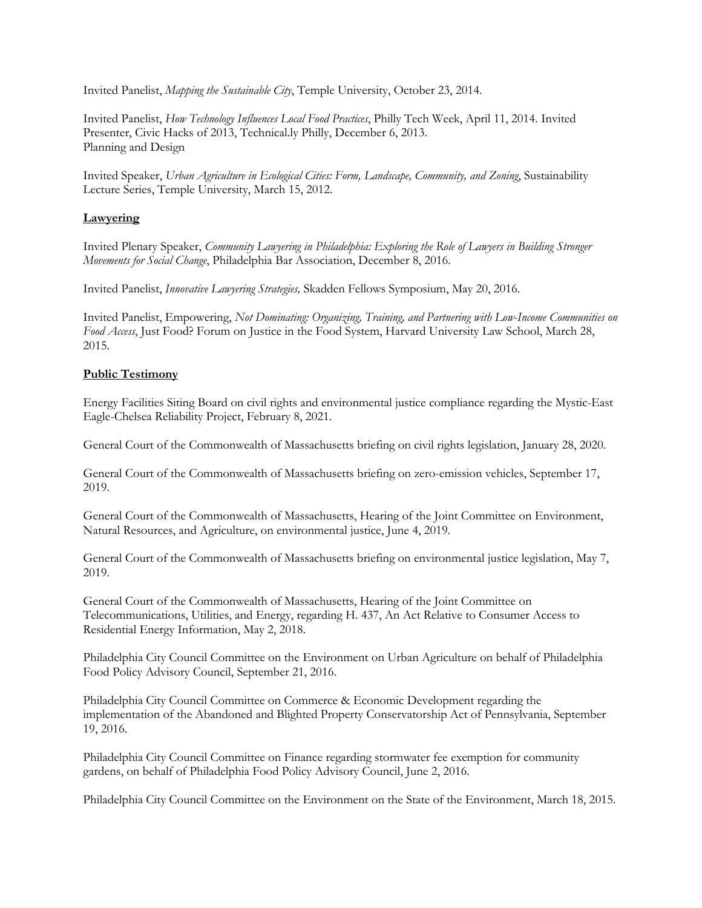Invited Panelist, *Mapping the Sustainable City*, Temple University, October 23, 2014.

Invited Panelist, *How Technology Influences Local Food Practices*, Philly Tech Week, April 11, 2014. Invited Presenter, Civic Hacks of 2013, Technical.ly Philly, December 6, 2013.
Planning and Design

Invited Speaker, *Urban Agriculture in Ecological Cities: Form, Landscape, Community, and Zoning*, Sustainability Lecture Series, Temple University, March 15, 2012.

**Lawyering**

Invited Plenary Speaker, *Community Lawyering in Philadelphia: Exploring the Role of Lawyers in Building Stronger Movements for Social Change*, Philadelphia Bar Association, December 8, 2016.

Invited Panelist, *Innovative Lawyering Strategies,* Skadden Fellows Symposium, May 20, 2016.

Invited Panelist, Empowering, *Not Dominating: Organizing, Training, and Partnering with Low-Income Communities on Food Access*, Just Food? Forum on Justice in the Food System, Harvard University Law School, March 28, 2015.

**Public Testimony**

Energy Facilities Siting Board on civil rights and environmental justice compliance regarding the Mystic-East Eagle-Chelsea Reliability Project, February 8, 2021.

General Court of the Commonwealth of Massachusetts briefing on civil rights legislation, January 28, 2020.

General Court of the Commonwealth of Massachusetts briefing on zero-emission vehicles, September 17, 2019.

General Court of the Commonwealth of Massachusetts, Hearing of the Joint Committee on Environment, Natural Resources, and Agriculture, on environmental justice, June 4, 2019.

General Court of the Commonwealth of Massachusetts briefing on environmental justice legislation, May 7, 2019.

General Court of the Commonwealth of Massachusetts, Hearing of the Joint Committee on Telecommunications, Utilities, and Energy, regarding H. 437, An Act Relative to Consumer Access to Residential Energy Information, May 2, 2018.

Philadelphia City Council Committee on the Environment on Urban Agriculture on behalf of Philadelphia Food Policy Advisory Council, September 21, 2016.

Philadelphia City Council Committee on Commerce & Economic Development regarding the implementation of the Abandoned and Blighted Property Conservatorship Act of Pennsylvania, September 19, 2016.

Philadelphia City Council Committee on Finance regarding stormwater fee exemption for community gardens, on behalf of Philadelphia Food Policy Advisory Council, June 2, 2016.

Philadelphia City Council Committee on the Environment on the State of the Environment, March 18, 2015.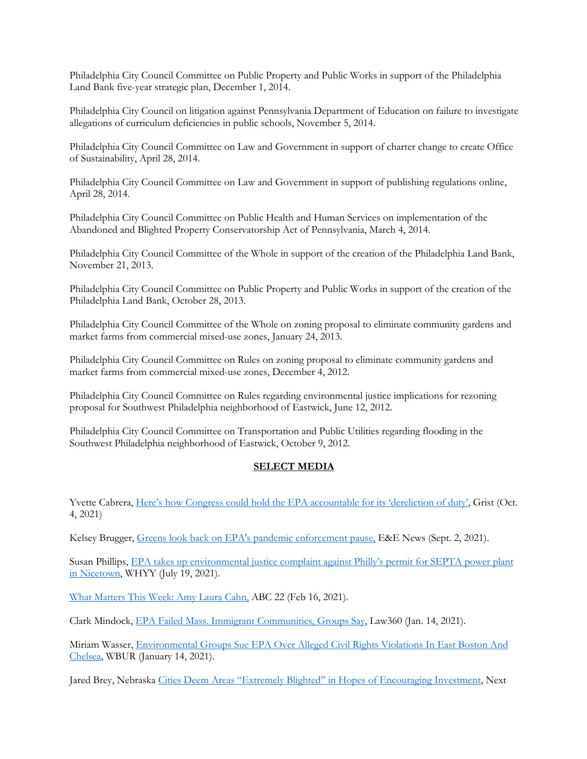Philadelphia City Council Committee on Public Property and Public Works in support of the Philadelphia Land Bank five-year strategic plan, December 1, 2014.

Philadelphia City Council on litigation against Pennsylvania Department of Education on failure to investigate allegations of curriculum deficiencies in public schools, November 5, 2014.

Philadelphia City Council Committee on Law and Government in support of charter change to create Office of Sustainability, April 28, 2014.

Philadelphia City Council Committee on Law and Government in support of publishing regulations online, April 28, 2014.

Philadelphia City Council Committee on Public Health and Human Services on implementation of the Abandoned and Blighted Property Conservatorship Act of Pennsylvania, March 4, 2014.

Philadelphia City Council Committee of the Whole in support of the creation of the Philadelphia Land Bank, November 21, 2013.

Philadelphia City Council Committee on Public Property and Public Works in support of the creation of the Philadelphia Land Bank, October 28, 2013.

Philadelphia City Council Committee of the Whole on zoning proposal to eliminate community gardens and market farms from commercial mixed-use zones, January 24, 2013.

Philadelphia City Council Committee on Rules on zoning proposal to eliminate community gardens and market farms from commercial mixed-use zones, December 4, 2012.

Philadelphia City Council Committee on Rules regarding environmental justice implications for rezoning proposal for Southwest Philadelphia neighborhood of Eastwick, June 12, 2012.

Philadelphia City Council Committee on Transportation and Public Utilities regarding flooding in the Southwest Philadelphia neighborhood of Eastwick, October 9, 2012.

## SELECT MEDIA

Yvette Cabrera, Here's how Congress could hold the EPA accountable for its 'dereliction of duty', Grist (Oct. 4, 2021)

Kelsey Brugger, Greens look back on EPA's pandemic enforcement pause, E&E News (Sept. 2, 2021).

Susan Phillips, EPA takes up environmental justice complaint against Philly's permit for SEPTA power plant in Nicetown, WHYY (July 19, 2021).

What Matters This Week: Amy Laura Cahn, ABC 22 (Feb 16, 2021).

Clark Mindock, EPA Failed Mass. Immigrant Communities, Groups Say, Law360 (Jan. 14, 2021).

Miriam Wasser, Environmental Groups Sue EPA Over Alleged Civil Rights Violations In East Boston And Chelsea, WBUR (January 14, 2021).

Jared Brey, Nebraska Cities Deem Areas "Extremely Blighted" in Hopes of Encouraging Investment, Next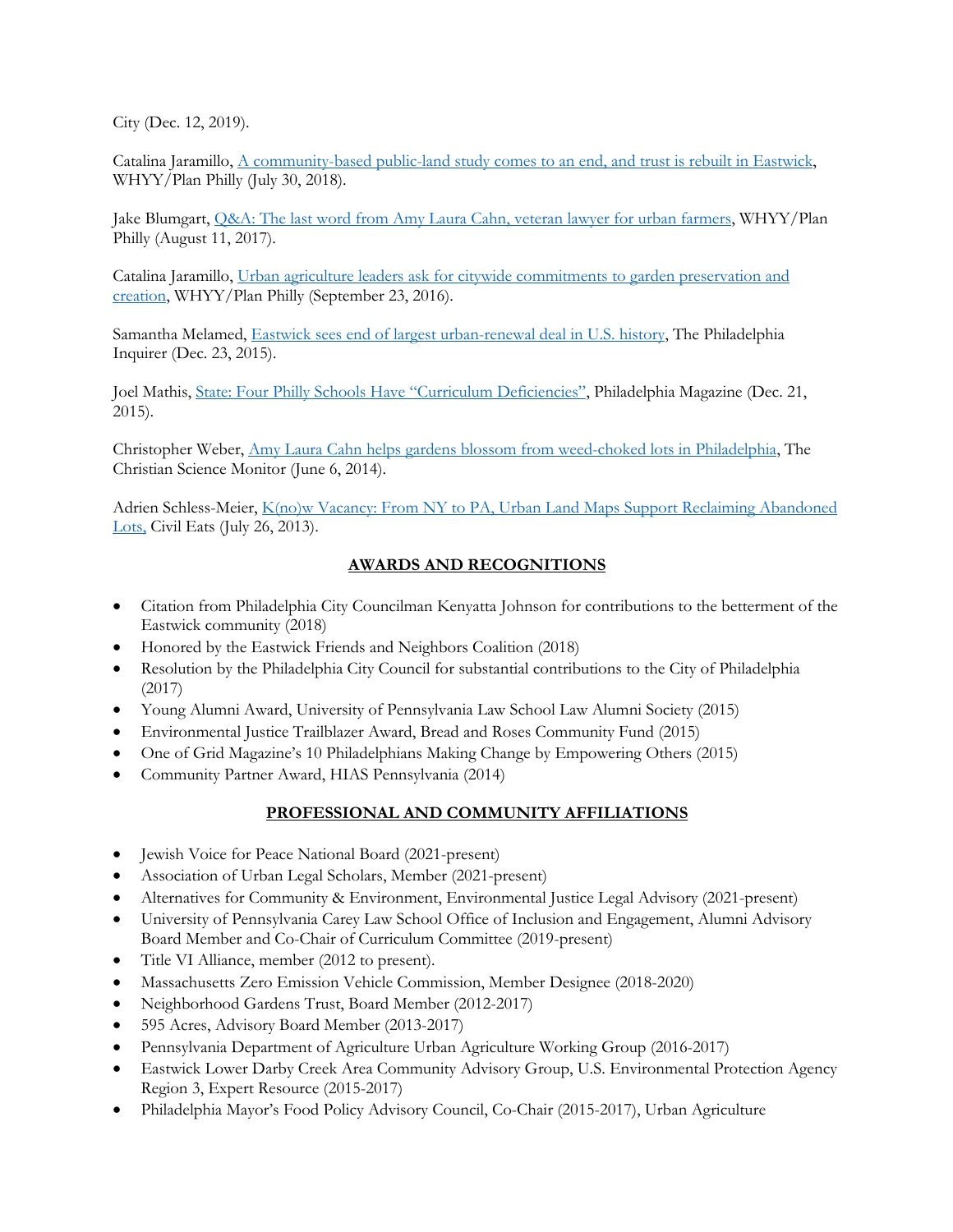City (Dec. 12, 2019).

Catalina Jaramillo, [A community-based public-land study comes to an end, and trust is rebuilt in Eastwick](), WHYY/Plan Philly (July 30, 2018).

Jake Blumgart, [Q&A: The last word from Amy Laura Cahn, veteran lawyer for urban farmers](), WHYY/Plan Philly (August 11, 2017).

Catalina Jaramillo, [Urban agriculture leaders ask for citywide commitments to garden preservation and creation](), WHYY/Plan Philly (September 23, 2016).

Samantha Melamed, [Eastwick sees end of largest urban-renewal deal in U.S. history](), The Philadelphia Inquirer (Dec. 23, 2015).

Joel Mathis, [State: Four Philly Schools Have "Curriculum Deficiencies"](), Philadelphia Magazine (Dec. 21, 2015).

Christopher Weber, [Amy Laura Cahn helps gardens blossom from weed-choked lots in Philadelphia](), The Christian Science Monitor (June 6, 2014).

Adrien Schless-Meier, [K(no)w Vacancy: From NY to PA, Urban Land Maps Support Reclaiming Abandoned Lots,]() Civil Eats (July 26, 2013).

## AWARDS AND RECOGNITIONS

- Citation from Philadelphia City Councilman Kenyatta Johnson for contributions to the betterment of the Eastwick community (2018)
- Honored by the Eastwick Friends and Neighbors Coalition (2018)
- Resolution by the Philadelphia City Council for substantial contributions to the City of Philadelphia (2017)
- Young Alumni Award, University of Pennsylvania Law School Law Alumni Society (2015)
- Environmental Justice Trailblazer Award, Bread and Roses Community Fund (2015)
- One of Grid Magazine's 10 Philadelphians Making Change by Empowering Others (2015)
- Community Partner Award, HIAS Pennsylvania (2014)

## PROFESSIONAL AND COMMUNITY AFFILIATIONS

- Jewish Voice for Peace National Board (2021-present)
- Association of Urban Legal Scholars, Member (2021-present)
- Alternatives for Community & Environment, Environmental Justice Legal Advisory (2021-present)
- University of Pennsylvania Carey Law School Office of Inclusion and Engagement, Alumni Advisory Board Member and Co-Chair of Curriculum Committee (2019-present)
- Title VI Alliance, member (2012 to present).
- Massachusetts Zero Emission Vehicle Commission, Member Designee (2018-2020)
- Neighborhood Gardens Trust, Board Member (2012-2017)
- 595 Acres, Advisory Board Member (2013-2017)
- Pennsylvania Department of Agriculture Urban Agriculture Working Group (2016-2017)
- Eastwick Lower Darby Creek Area Community Advisory Group, U.S. Environmental Protection Agency Region 3, Expert Resource (2015-2017)
- Philadelphia Mayor's Food Policy Advisory Council, Co-Chair (2015-2017), Urban Agriculture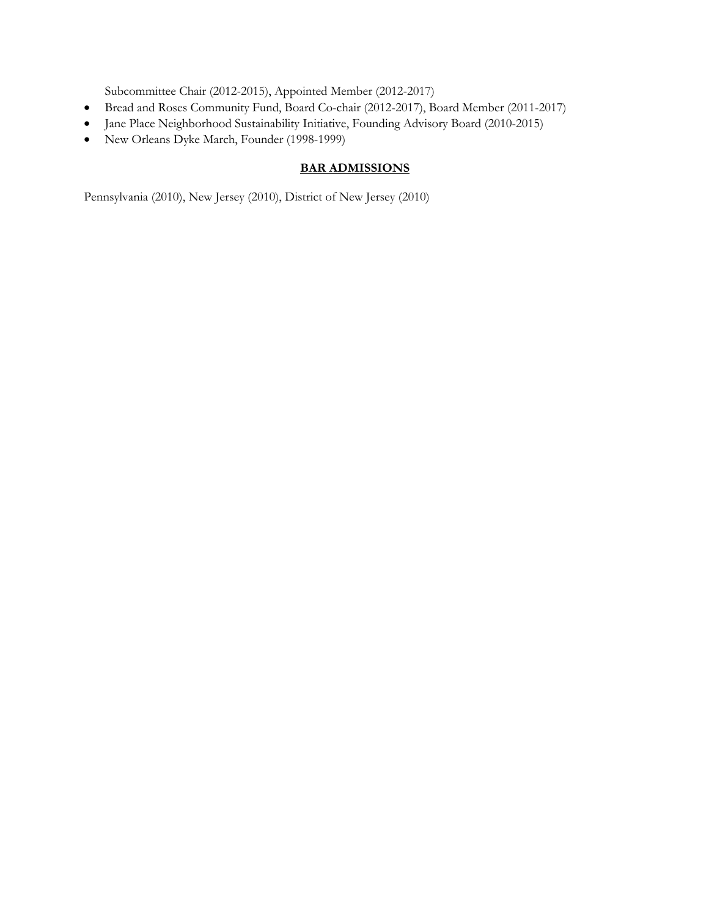Subcommittee Chair (2012-2015), Appointed Member (2012-2017)

- Bread and Roses Community Fund, Board Co-chair (2012-2017), Board Member (2011-2017)
- Jane Place Neighborhood Sustainability Initiative, Founding Advisory Board (2010-2015)
- New Orleans Dyke March, Founder (1998-1999)

## BAR ADMISSIONS

Pennsylvania (2010), New Jersey (2010), District of New Jersey (2010)